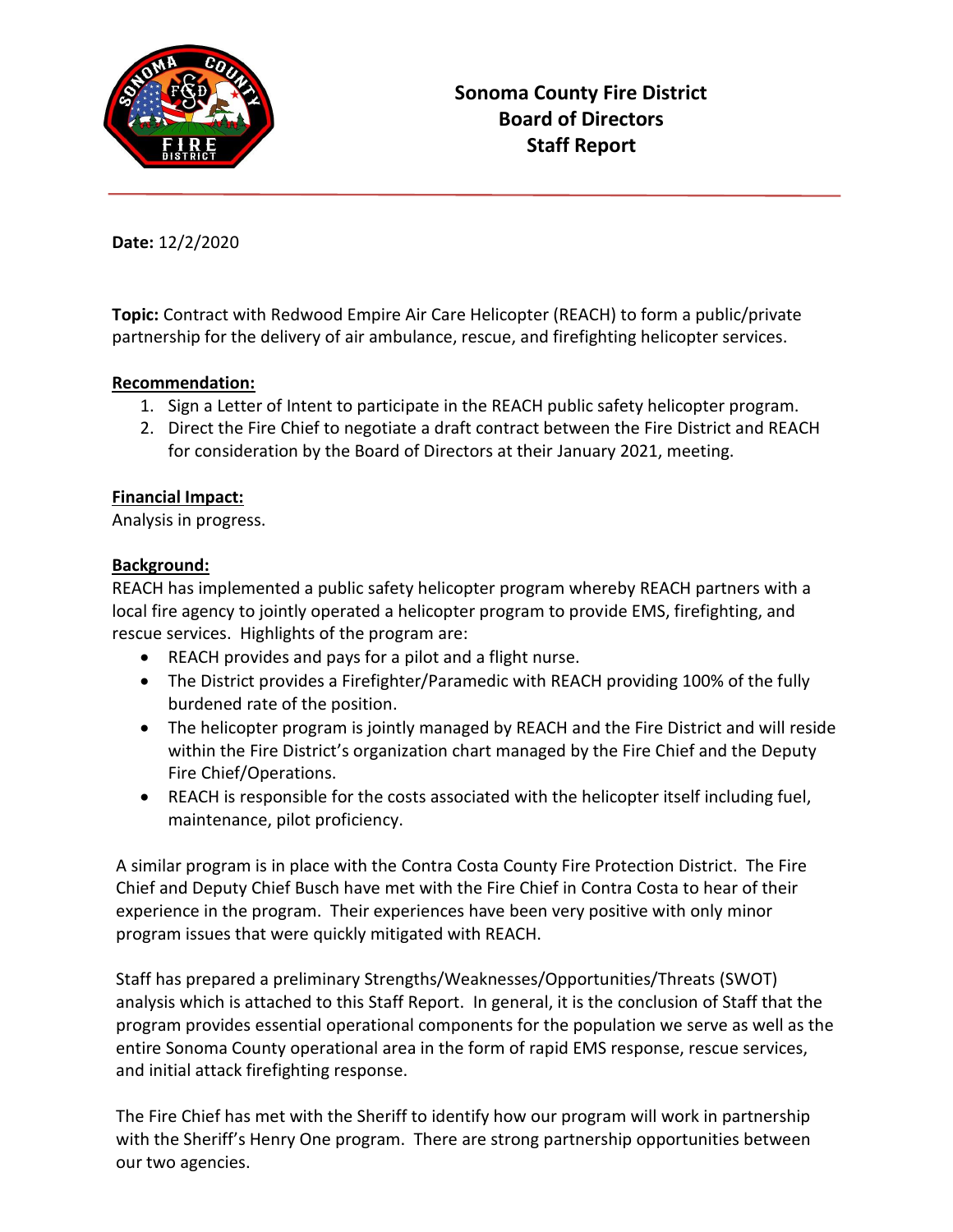# Sonoma County Fire District
## Board of Directors
## Staff Report

**Date:** 12/2/2020

**Topic:** Contract with Redwood Empire Air Care Helicopter (REACH) to form a public/private partnership for the delivery of air ambulance, rescue, and firefighting helicopter services.

**Recommendation:**

1. Sign a Letter of Intent to participate in the REACH public safety helicopter program.
2. Direct the Fire Chief to negotiate a draft contract between the Fire District and REACH for consideration by the Board of Directors at their January 2021, meeting.

**Financial Impact:**

Analysis in progress.

**Background:**

REACH has implemented a public safety helicopter program whereby REACH partners with a local fire agency to jointly operated a helicopter program to provide EMS, firefighting, and rescue services. Highlights of the program are:

- REACH provides and pays for a pilot and a flight nurse.
- The District provides a Firefighter/Paramedic with REACH providing 100% of the fully burdened rate of the position.
- The helicopter program is jointly managed by REACH and the Fire District and will reside within the Fire District's organization chart managed by the Fire Chief and the Deputy Fire Chief/Operations.
- REACH is responsible for the costs associated with the helicopter itself including fuel, maintenance, pilot proficiency.

A similar program is in place with the Contra Costa County Fire Protection District. The Fire Chief and Deputy Chief Busch have met with the Fire Chief in Contra Costa to hear of their experience in the program. Their experiences have been very positive with only minor program issues that were quickly mitigated with REACH.

Staff has prepared a preliminary Strengths/Weaknesses/Opportunities/Threats (SWOT) analysis which is attached to this Staff Report. In general, it is the conclusion of Staff that the program provides essential operational components for the population we serve as well as the entire Sonoma County operational area in the form of rapid EMS response, rescue services, and initial attack firefighting response.

The Fire Chief has met with the Sheriff to identify how our program will work in partnership with the Sheriff's Henry One program. There are strong partnership opportunities between our two agencies.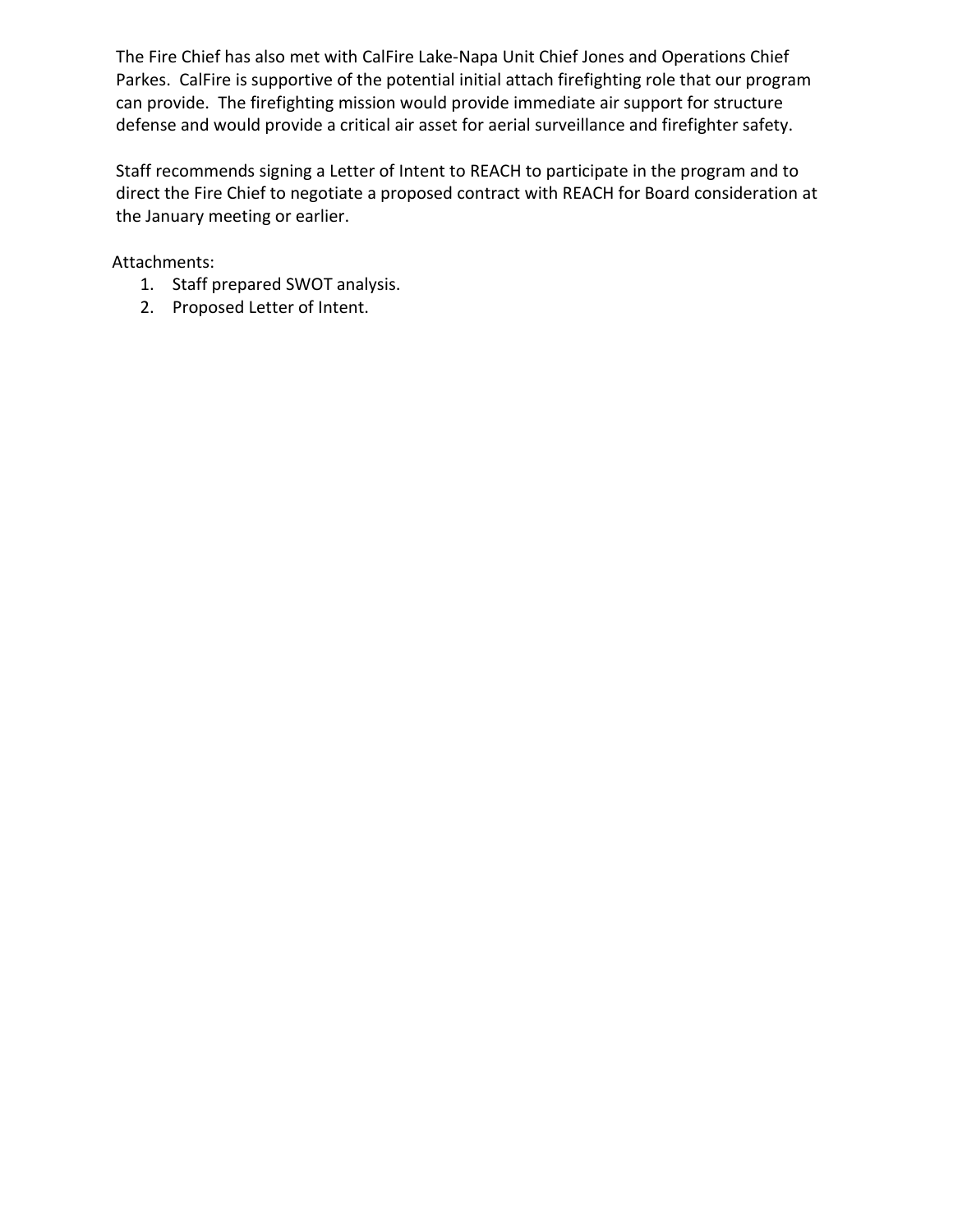The Fire Chief has also met with CalFire Lake-Napa Unit Chief Jones and Operations Chief Parkes. CalFire is supportive of the potential initial attach firefighting role that our program can provide. The firefighting mission would provide immediate air support for structure defense and would provide a critical air asset for aerial surveillance and firefighter safety.

Staff recommends signing a Letter of Intent to REACH to participate in the program and to direct the Fire Chief to negotiate a proposed contract with REACH for Board consideration at the January meeting or earlier.

Attachments:

1. Staff prepared SWOT analysis.
2. Proposed Letter of Intent.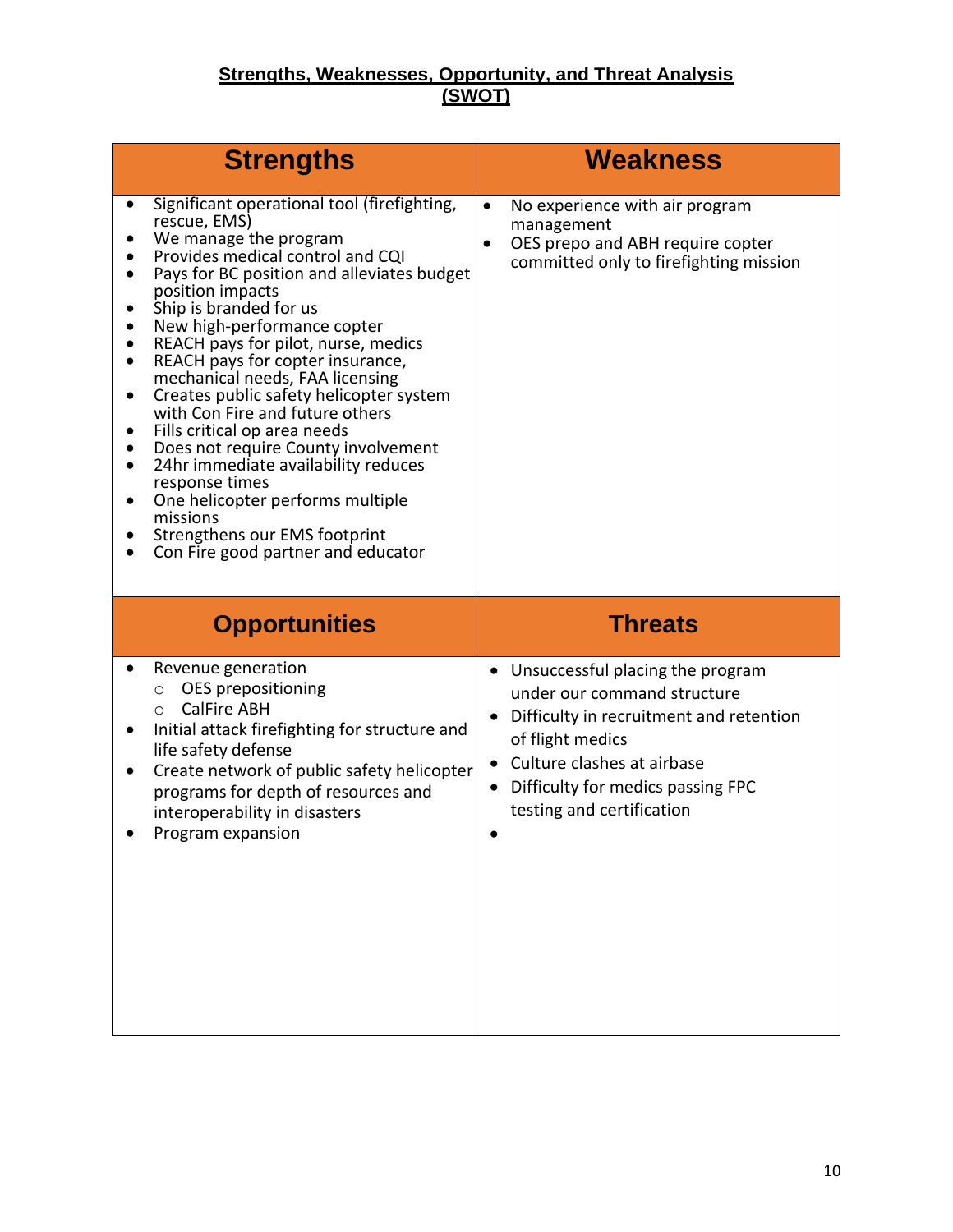## Strengths, Weaknesses, Opportunity, and Threat Analysis (SWOT)

| Strengths | Weakness |
|---|---|
| • Significant operational tool (firefighting, rescue, EMS)<br>• We manage the program<br>• Provides medical control and CQI<br>• Pays for BC position and alleviates budget position impacts<br>• Ship is branded for us<br>• New high-performance copter<br>• REACH pays for pilot, nurse, medics<br>• REACH pays for copter insurance, mechanical needs, FAA licensing<br>• Creates public safety helicopter system with Con Fire and future others<br>• Fills critical op area needs<br>• Does not require County involvement<br>• 24hr immediate availability reduces response times<br>• One helicopter performs multiple missions<br>• Strengthens our EMS footprint<br>• Con Fire good partner and educator | • No experience with air program management<br>• OES prepo and ABH require copter committed only to firefighting mission |
| **Opportunities** | **Threats** |
| • Revenue generation<br>&nbsp;&nbsp;&nbsp;&nbsp;○ OES prepositioning<br>&nbsp;&nbsp;&nbsp;&nbsp;○ CalFire ABH<br>• Initial attack firefighting for structure and life safety defense<br>• Create network of public safety helicopter programs for depth of resources and interoperability in disasters<br>• Program expansion | • Unsuccessful placing the program under our command structure<br>• Difficulty in recruitment and retention of flight medics<br>• Culture clashes at airbase<br>• Difficulty for medics passing FPC testing and certification<br>• |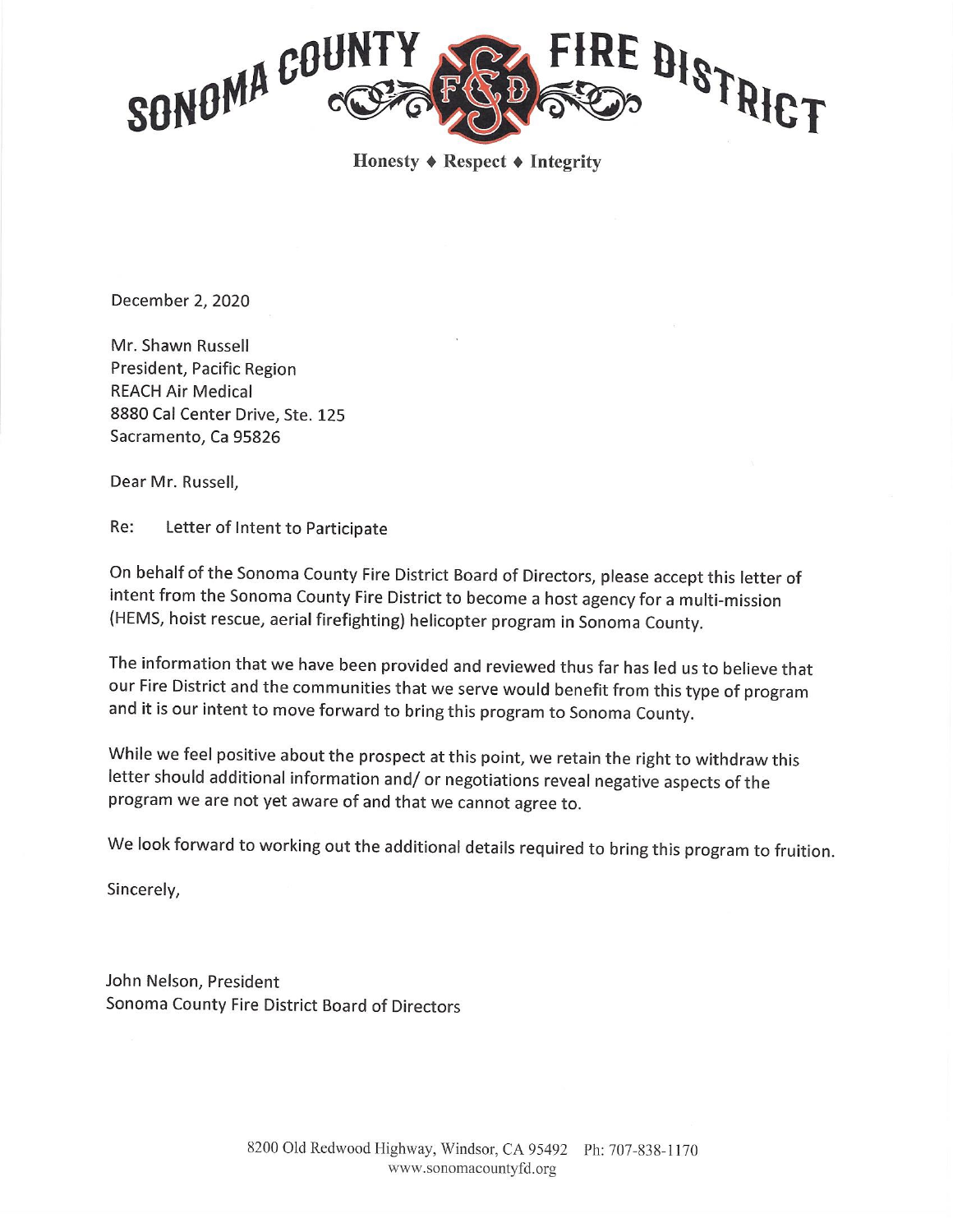# SONOMA COUNTY FIRE DISTRICT

Honesty ♦ Respect ♦ Integrity

December 2, 2020

Mr. Shawn Russell
President, Pacific Region
REACH Air Medical
8880 Cal Center Drive, Ste. 125
Sacramento, Ca 95826

Dear Mr. Russell,

Re: Letter of Intent to Participate

On behalf of the Sonoma County Fire District Board of Directors, please accept this letter of intent from the Sonoma County Fire District to become a host agency for a multi-mission (HEMS, hoist rescue, aerial firefighting) helicopter program in Sonoma County.

The information that we have been provided and reviewed thus far has led us to believe that our Fire District and the communities that we serve would benefit from this type of program and it is our intent to move forward to bring this program to Sonoma County.

While we feel positive about the prospect at this point, we retain the right to withdraw this letter should additional information and/ or negotiations reveal negative aspects of the program we are not yet aware of and that we cannot agree to.

We look forward to working out the additional details required to bring this program to fruition.

Sincerely,

John Nelson, President
Sonoma County Fire District Board of Directors

8200 Old Redwood Highway, Windsor, CA 95492 Ph: 707-838-1170
www.sonomacountyfd.org